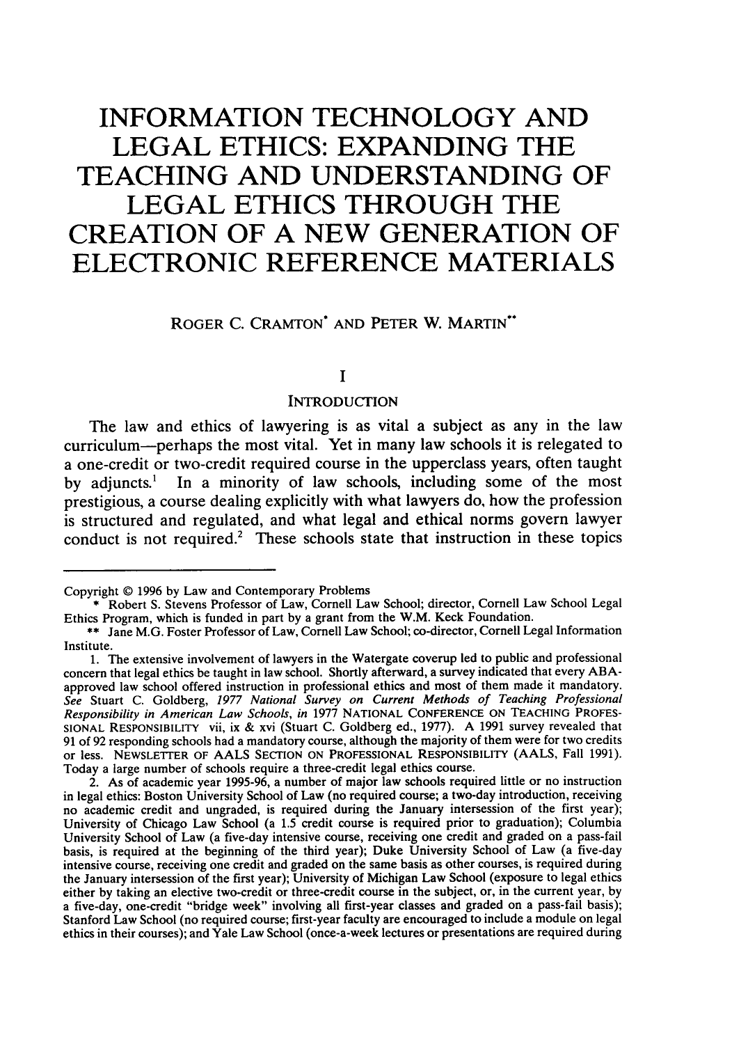# INFORMATION TECHNOLOGY AND LEGAL ETHICS: EXPANDING THE TEACHING AND UNDERSTANDING OF LEGAL ETHICS THROUGH THE CREATION OF A NEW GENERATION OF ELECTRONIC REFERENCE MATERIALS

ROGER C. CRAMTON* AND PETER W. MARTIN**

## I

## INTRODUCTION

The law and ethics of lawyering is as vital a subject as any in the law curriculum—perhaps the most vital. Yet in many law schools it is relegated to a one-credit or two-credit required course in the upperclass years, often taught by adjuncts.[1] In a minority of law schools, including some of the most prestigious, a course dealing explicitly with what lawyers do, how the profession is structured and regulated, and what legal and ethical norms govern lawyer conduct is not required.[2] These schools state that instruction in these topics

---

Copyright © 1996 by Law and Contemporary Problems

\* Robert S. Stevens Professor of Law, Cornell Law School; director, Cornell Law School Legal Ethics Program, which is funded in part by a grant from the W.M. Keck Foundation.

\*\* Jane M.G. Foster Professor of Law, Cornell Law School; co-director, Cornell Legal Information Institute.

1. The extensive involvement of lawyers in the Watergate coverup led to public and professional concern that legal ethics be taught in law school. Shortly afterward, a survey indicated that every ABA-approved law school offered instruction in professional ethics and most of them made it mandatory. *See* Stuart C. Goldberg, *1977 National Survey on Current Methods of Teaching Professional Responsibility in American Law Schools*, *in* 1977 NATIONAL CONFERENCE ON TEACHING PROFESSIONAL RESPONSIBILITY vii, ix & xvi (Stuart C. Goldberg ed., 1977). A 1991 survey revealed that 91 of 92 responding schools had a mandatory course, although the majority of them were for two credits or less. NEWSLETTER OF AALS SECTION ON PROFESSIONAL RESPONSIBILITY (AALS, Fall 1991). Today a large number of schools require a three-credit legal ethics course.

2. As of academic year 1995-96, a number of major law schools required little or no instruction in legal ethics: Boston University School of Law (no required course; a two-day introduction, receiving no academic credit and ungraded, is required during the January intersession of the first year); University of Chicago Law School (a 1.5 credit course is required prior to graduation); Columbia University School of Law (a five-day intensive course, receiving one credit and graded on a pass-fail basis, is required at the beginning of the third year); Duke University School of Law (a five-day intensive course, receiving one credit and graded on the same basis as other courses, is required during the January intersession of the first year); University of Michigan Law School (exposure to legal ethics either by taking an elective two-credit or three-credit course in the subject, or, in the current year, by a five-day, one-credit "bridge week" involving all first-year classes and graded on a pass-fail basis); Stanford Law School (no required course; first-year faculty are encouraged to include a module on legal ethics in their courses); and Yale Law School (once-a-week lectures or presentations are required during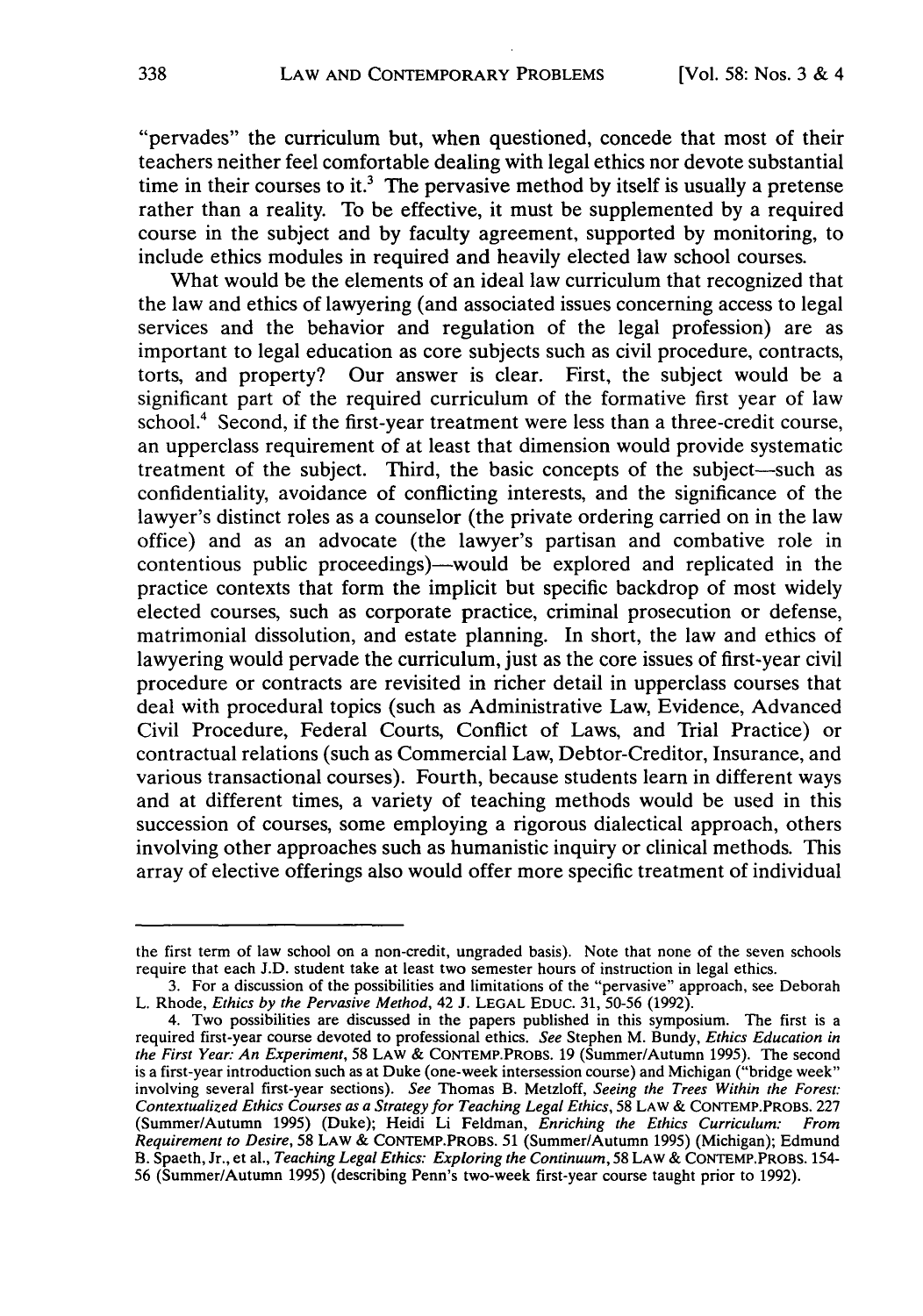"pervades" the curriculum but, when questioned, concede that most of their teachers neither feel comfortable dealing with legal ethics nor devote substantial time in their courses to it.[3] The pervasive method by itself is usually a pretense rather than a reality. To be effective, it must be supplemented by a required course in the subject and by faculty agreement, supported by monitoring, to include ethics modules in required and heavily elected law school courses.

What would be the elements of an ideal law curriculum that recognized that the law and ethics of lawyering (and associated issues concerning access to legal services and the behavior and regulation of the legal profession) are as important to legal education as core subjects such as civil procedure, contracts, torts, and property? Our answer is clear. First, the subject would be a significant part of the required curriculum of the formative first year of law school.[4] Second, if the first-year treatment were less than a three-credit course, an upperclass requirement of at least that dimension would provide systematic treatment of the subject. Third, the basic concepts of the subject—such as confidentiality, avoidance of conflicting interests, and the significance of the lawyer's distinct roles as a counselor (the private ordering carried on in the law office) and as an advocate (the lawyer's partisan and combative role in contentious public proceedings)—would be explored and replicated in the practice contexts that form the implicit but specific backdrop of most widely elected courses, such as corporate practice, criminal prosecution or defense, matrimonial dissolution, and estate planning. In short, the law and ethics of lawyering would pervade the curriculum, just as the core issues of first-year civil procedure or contracts are revisited in richer detail in upperclass courses that deal with procedural topics (such as Administrative Law, Evidence, Advanced Civil Procedure, Federal Courts, Conflict of Laws, and Trial Practice) or contractual relations (such as Commercial Law, Debtor-Creditor, Insurance, and various transactional courses). Fourth, because students learn in different ways and at different times, a variety of teaching methods would be used in this succession of courses, some employing a rigorous dialectical approach, others involving other approaches such as humanistic inquiry or clinical methods. This array of elective offerings also would offer more specific treatment of individual

---

the first term of law school on a non-credit, ungraded basis). Note that none of the seven schools require that each J.D. student take at least two semester hours of instruction in legal ethics.

3. For a discussion of the possibilities and limitations of the "pervasive" approach, see Deborah L. Rhode, *Ethics by the Pervasive Method*, 42 J. LEGAL EDUC. 31, 50-56 (1992).

4. Two possibilities are discussed in the papers published in this symposium. The first is a required first-year course devoted to professional ethics. *See* Stephen M. Bundy, *Ethics Education in the First Year: An Experiment*, 58 LAW & CONTEMP.PROBS. 19 (Summer/Autumn 1995). The second is a first-year introduction such as at Duke (one-week intersession course) and Michigan ("bridge week" involving several first-year sections). *See* Thomas B. Metzloff, *Seeing the Trees Within the Forest: Contextualized Ethics Courses as a Strategy for Teaching Legal Ethics*, 58 LAW & CONTEMP.PROBS. 227 (Summer/Autumn 1995) (Duke); Heidi Li Feldman, *Enriching the Ethics Curriculum: From Requirement to Desire*, 58 LAW & CONTEMP.PROBS. 51 (Summer/Autumn 1995) (Michigan); Edmund B. Spaeth, Jr., et al., *Teaching Legal Ethics: Exploring the Continuum*, 58 LAW & CONTEMP.PROBS. 154-56 (Summer/Autumn 1995) (describing Penn's two-week first-year course taught prior to 1992).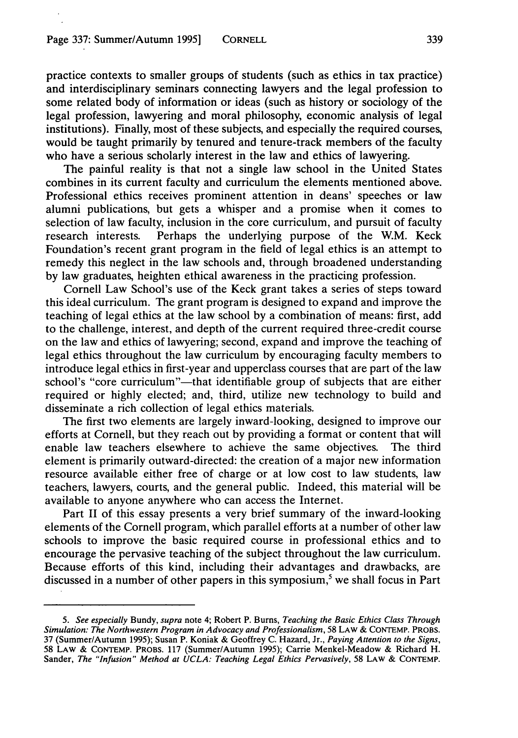practice contexts to smaller groups of students (such as ethics in tax practice) and interdisciplinary seminars connecting lawyers and the legal profession to some related body of information or ideas (such as history or sociology of the legal profession, lawyering and moral philosophy, economic analysis of legal institutions). Finally, most of these subjects, and especially the required courses, would be taught primarily by tenured and tenure-track members of the faculty who have a serious scholarly interest in the law and ethics of lawyering.

The painful reality is that not a single law school in the United States combines in its current faculty and curriculum the elements mentioned above. Professional ethics receives prominent attention in deans' speeches or law alumni publications, but gets a whisper and a promise when it comes to selection of law faculty, inclusion in the core curriculum, and pursuit of faculty research interests. Perhaps the underlying purpose of the W.M. Keck Foundation's recent grant program in the field of legal ethics is an attempt to remedy this neglect in the law schools and, through broadened understanding by law graduates, heighten ethical awareness in the practicing profession.

Cornell Law School's use of the Keck grant takes a series of steps toward this ideal curriculum. The grant program is designed to expand and improve the teaching of legal ethics at the law school by a combination of means: first, add to the challenge, interest, and depth of the current required three-credit course on the law and ethics of lawyering; second, expand and improve the teaching of legal ethics throughout the law curriculum by encouraging faculty members to introduce legal ethics in first-year and upperclass courses that are part of the law school's "core curriculum"—that identifiable group of subjects that are either required or highly elected; and, third, utilize new technology to build and disseminate a rich collection of legal ethics materials.

The first two elements are largely inward-looking, designed to improve our efforts at Cornell, but they reach out by providing a format or content that will enable law teachers elsewhere to achieve the same objectives. The third element is primarily outward-directed: the creation of a major new information resource available either free of charge or at low cost to law students, law teachers, lawyers, courts, and the general public. Indeed, this material will be available to anyone anywhere who can access the Internet.

Part II of this essay presents a very brief summary of the inward-looking elements of the Cornell program, which parallel efforts at a number of other law schools to improve the basic required course in professional ethics and to encourage the pervasive teaching of the subject throughout the law curriculum. Because efforts of this kind, including their advantages and drawbacks, are discussed in a number of other papers in this symposium,[5] we shall focus in Part

---

5. *See especially* Bundy, *supra* note 4; Robert P. Burns, *Teaching the Basic Ethics Class Through Simulation: The Northwestern Program in Advocacy and Professionalism*, 58 LAW & CONTEMP. PROBS. 37 (Summer/Autumn 1995); Susan P. Koniak & Geoffrey C. Hazard, Jr., *Paying Attention to the Signs*, 58 LAW & CONTEMP. PROBS. 117 (Summer/Autumn 1995); Carrie Menkel-Meadow & Richard H. Sander, *The "Infusion" Method at UCLA: Teaching Legal Ethics Pervasively*, 58 LAW & CONTEMP.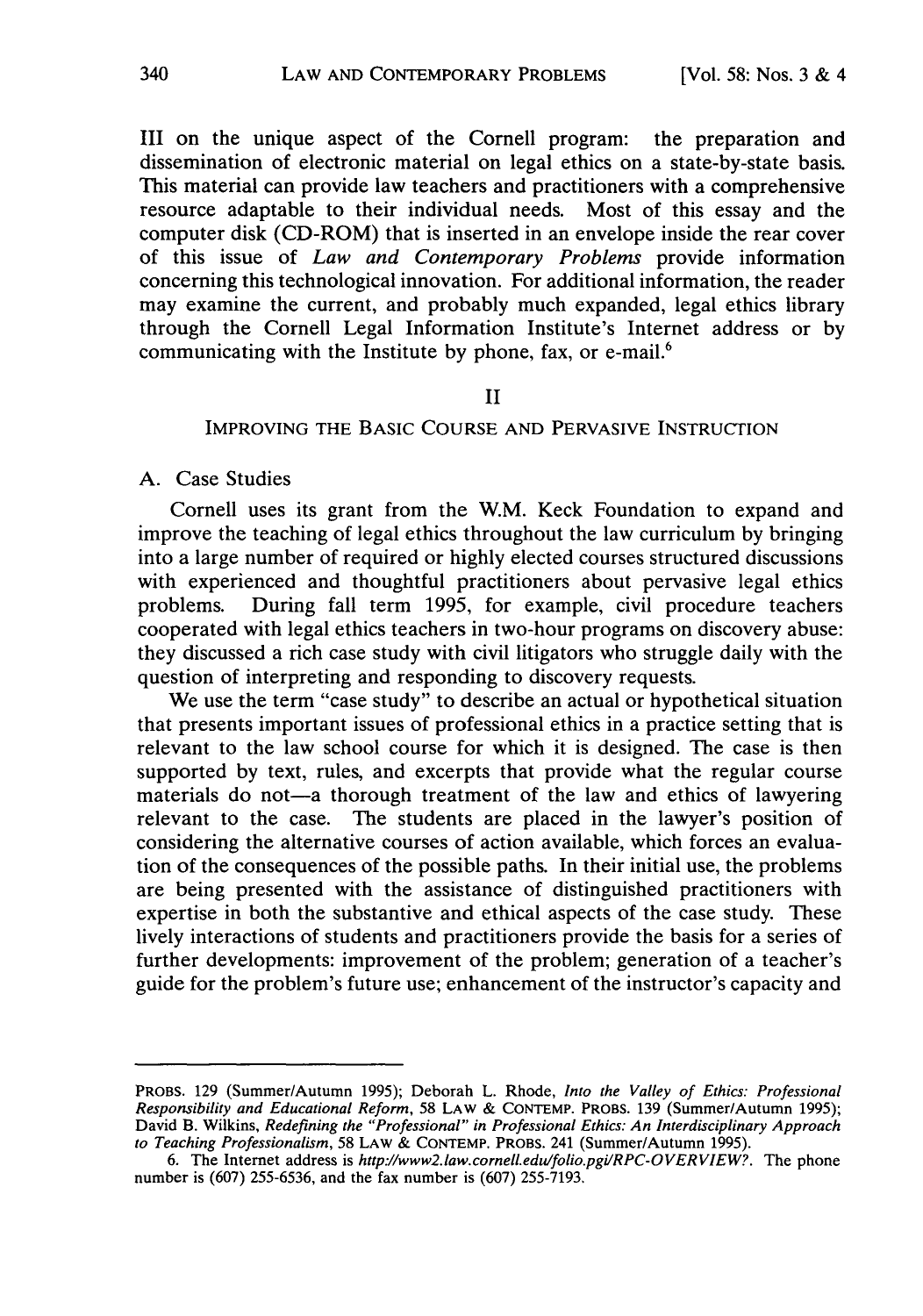III on the unique aspect of the Cornell program: the preparation and dissemination of electronic material on legal ethics on a state-by-state basis. This material can provide law teachers and practitioners with a comprehensive resource adaptable to their individual needs. Most of this essay and the computer disk (CD-ROM) that is inserted in an envelope inside the rear cover of this issue of *Law and Contemporary Problems* provide information concerning this technological innovation. For additional information, the reader may examine the current, and probably much expanded, legal ethics library through the Cornell Legal Information Institute's Internet address or by communicating with the Institute by phone, fax, or e-mail.[6]

## II

## IMPROVING THE BASIC COURSE AND PERVASIVE INSTRUCTION

### A. Case Studies

Cornell uses its grant from the W.M. Keck Foundation to expand and improve the teaching of legal ethics throughout the law curriculum by bringing into a large number of required or highly elected courses structured discussions with experienced and thoughtful practitioners about pervasive legal ethics problems. During fall term 1995, for example, civil procedure teachers cooperated with legal ethics teachers in two-hour programs on discovery abuse: they discussed a rich case study with civil litigators who struggle daily with the question of interpreting and responding to discovery requests.

We use the term "case study" to describe an actual or hypothetical situation that presents important issues of professional ethics in a practice setting that is relevant to the law school course for which it is designed. The case is then supported by text, rules, and excerpts that provide what the regular course materials do not—a thorough treatment of the law and ethics of lawyering relevant to the case. The students are placed in the lawyer's position of considering the alternative courses of action available, which forces an evaluation of the consequences of the possible paths. In their initial use, the problems are being presented with the assistance of distinguished practitioners with expertise in both the substantive and ethical aspects of the case study. These lively interactions of students and practitioners provide the basis for a series of further developments: improvement of the problem; generation of a teacher's guide for the problem's future use; enhancement of the instructor's capacity and

---

PROBS. 129 (Summer/Autumn 1995); Deborah L. Rhode, *Into the Valley of Ethics: Professional Responsibility and Educational Reform*, 58 LAW & CONTEMP. PROBS. 139 (Summer/Autumn 1995); David B. Wilkins, *Redefining the "Professional" in Professional Ethics: An Interdisciplinary Approach to Teaching Professionalism*, 58 LAW & CONTEMP. PROBS. 241 (Summer/Autumn 1995).

6. The Internet address is *http://www2.law.cornell.edu/folio.pgi/RPC-OVERVIEW?*. The phone number is (607) 255-6536, and the fax number is (607) 255-7193.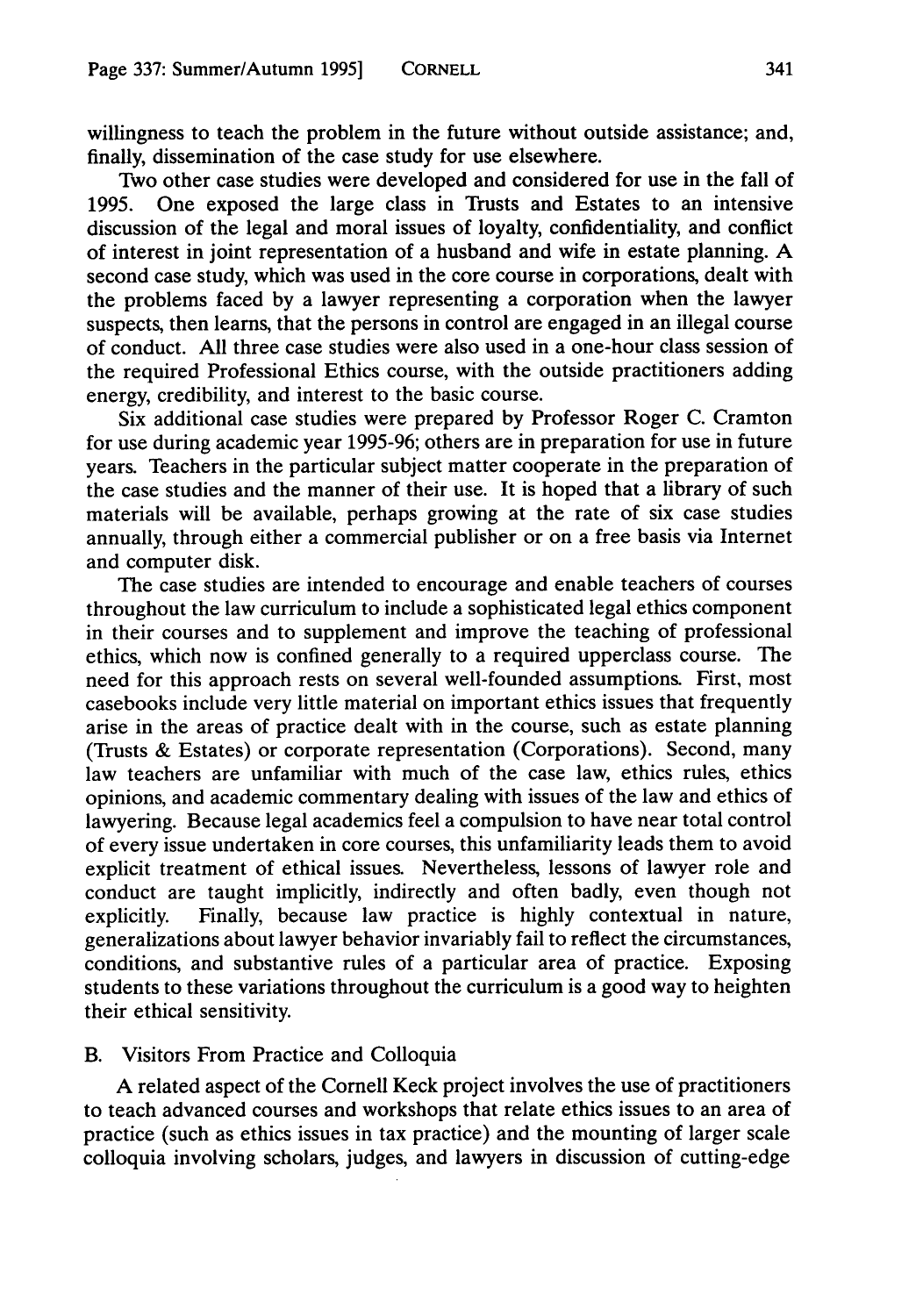willingness to teach the problem in the future without outside assistance; and, finally, dissemination of the case study for use elsewhere.

Two other case studies were developed and considered for use in the fall of 1995. One exposed the large class in Trusts and Estates to an intensive discussion of the legal and moral issues of loyalty, confidentiality, and conflict of interest in joint representation of a husband and wife in estate planning. A second case study, which was used in the core course in corporations, dealt with the problems faced by a lawyer representing a corporation when the lawyer suspects, then learns, that the persons in control are engaged in an illegal course of conduct. All three case studies were also used in a one-hour class session of the required Professional Ethics course, with the outside practitioners adding energy, credibility, and interest to the basic course.

Six additional case studies were prepared by Professor Roger C. Cramton for use during academic year 1995-96; others are in preparation for use in future years. Teachers in the particular subject matter cooperate in the preparation of the case studies and the manner of their use. It is hoped that a library of such materials will be available, perhaps growing at the rate of six case studies annually, through either a commercial publisher or on a free basis via Internet and computer disk.

The case studies are intended to encourage and enable teachers of courses throughout the law curriculum to include a sophisticated legal ethics component in their courses and to supplement and improve the teaching of professional ethics, which now is confined generally to a required upperclass course. The need for this approach rests on several well-founded assumptions. First, most casebooks include very little material on important ethics issues that frequently arise in the areas of practice dealt with in the course, such as estate planning (Trusts & Estates) or corporate representation (Corporations). Second, many law teachers are unfamiliar with much of the case law, ethics rules, ethics opinions, and academic commentary dealing with issues of the law and ethics of lawyering. Because legal academics feel a compulsion to have near total control of every issue undertaken in core courses, this unfamiliarity leads them to avoid explicit treatment of ethical issues. Nevertheless, lessons of lawyer role and conduct are taught implicitly, indirectly and often badly, even though not explicitly. Finally, because law practice is highly contextual in nature, generalizations about lawyer behavior invariably fail to reflect the circumstances, conditions, and substantive rules of a particular area of practice. Exposing students to these variations throughout the curriculum is a good way to heighten their ethical sensitivity.

### B. Visitors From Practice and Colloquia

A related aspect of the Cornell Keck project involves the use of practitioners to teach advanced courses and workshops that relate ethics issues to an area of practice (such as ethics issues in tax practice) and the mounting of larger scale colloquia involving scholars, judges, and lawyers in discussion of cutting-edge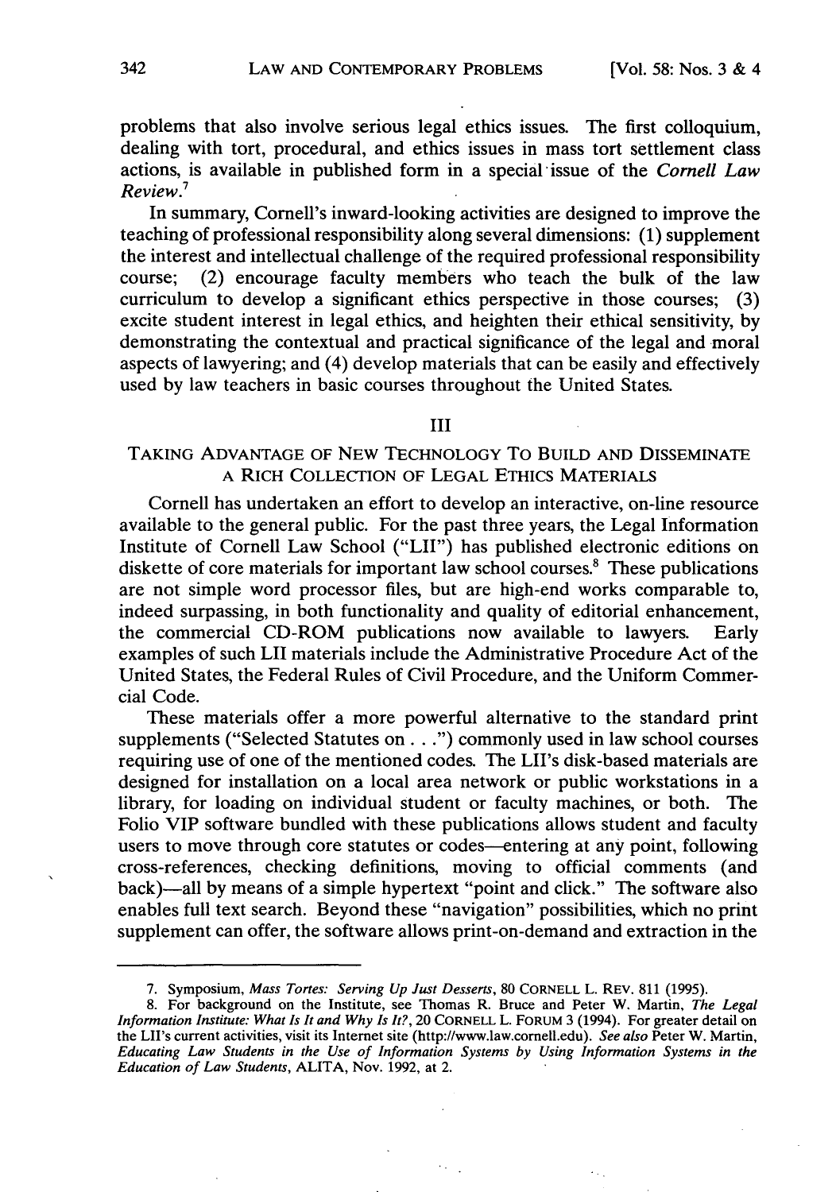problems that also involve serious legal ethics issues. The first colloquium, dealing with tort, procedural, and ethics issues in mass tort settlement class actions, is available in published form in a special issue of the *Cornell Law Review*.[7]

In summary, Cornell's inward-looking activities are designed to improve the teaching of professional responsibility along several dimensions: (1) supplement the interest and intellectual challenge of the required professional responsibility course; (2) encourage faculty members who teach the bulk of the law curriculum to develop a significant ethics perspective in those courses; (3) excite student interest in legal ethics, and heighten their ethical sensitivity, by demonstrating the contextual and practical significance of the legal and moral aspects of lawyering; and (4) develop materials that can be easily and effectively used by law teachers in basic courses throughout the United States.

## III

## TAKING ADVANTAGE OF NEW TECHNOLOGY TO BUILD AND DISSEMINATE A RICH COLLECTION OF LEGAL ETHICS MATERIALS

Cornell has undertaken an effort to develop an interactive, on-line resource available to the general public. For the past three years, the Legal Information Institute of Cornell Law School ("LII") has published electronic editions on diskette of core materials for important law school courses.[8] These publications are not simple word processor files, but are high-end works comparable to, indeed surpassing, in both functionality and quality of editorial enhancement, the commercial CD-ROM publications now available to lawyers. Early examples of such LII materials include the Administrative Procedure Act of the United States, the Federal Rules of Civil Procedure, and the Uniform Commercial Code.

These materials offer a more powerful alternative to the standard print supplements ("Selected Statutes on . . .") commonly used in law school courses requiring use of one of the mentioned codes. The LII's disk-based materials are designed for installation on a local area network or public workstations in a library, for loading on individual student or faculty machines, or both. The Folio VIP software bundled with these publications allows student and faculty users to move through core statutes or codes—entering at any point, following cross-references, checking definitions, moving to official comments (and back)—all by means of a simple hypertext "point and click." The software also enables full text search. Beyond these "navigation" possibilities, which no print supplement can offer, the software allows print-on-demand and extraction in the

---

7. Symposium, *Mass Tortes: Serving Up Just Desserts*, 80 CORNELL L. REV. 811 (1995).

8. For background on the Institute, see Thomas R. Bruce and Peter W. Martin, *The Legal Information Institute: What Is It and Why Is It?*, 20 CORNELL L. FORUM 3 (1994). For greater detail on the LII's current activities, visit its Internet site (http://www.law.cornell.edu). *See also* Peter W. Martin, *Educating Law Students in the Use of Information Systems by Using Information Systems in the Education of Law Students*, ALITA, Nov. 1992, at 2.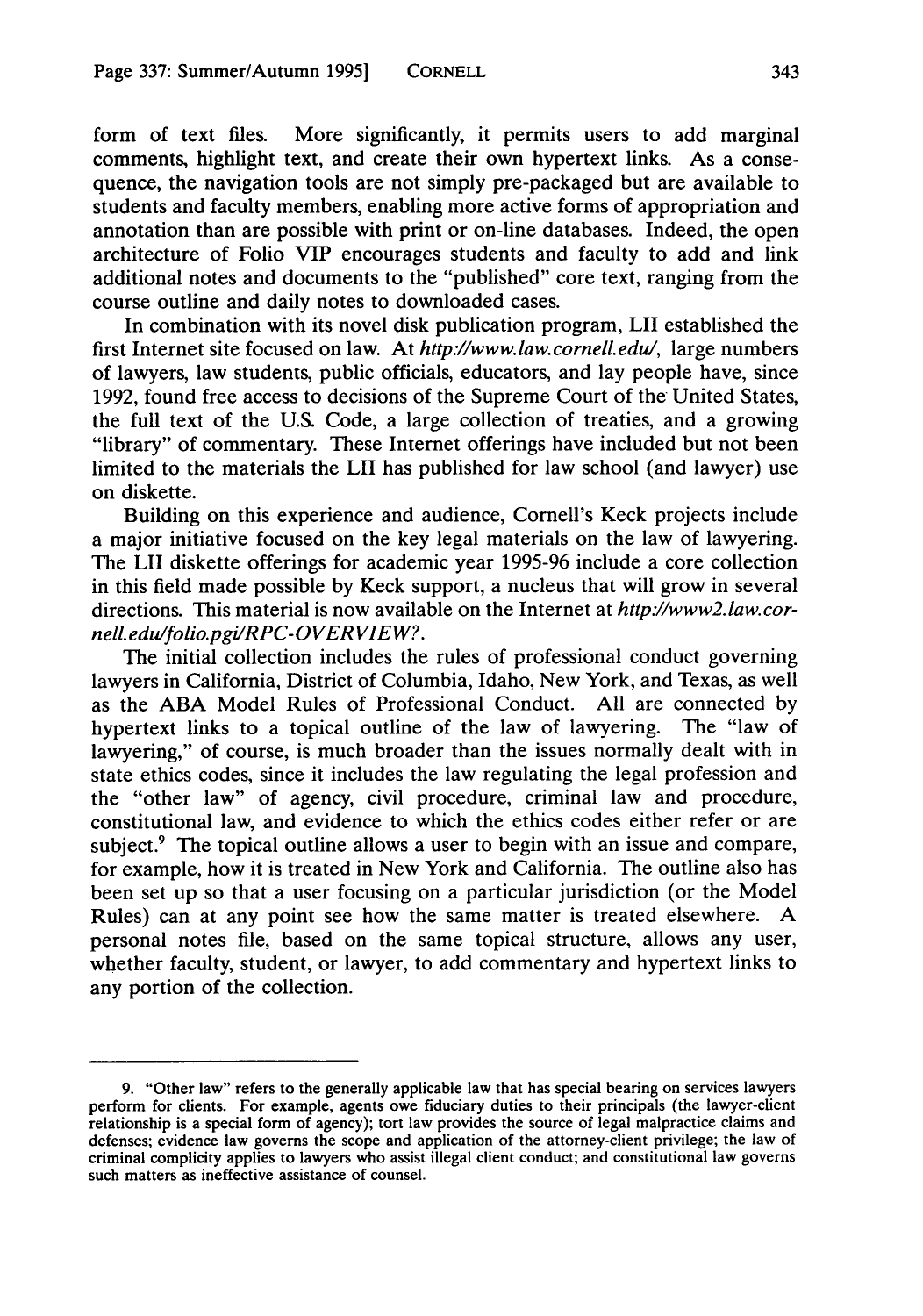form of text files. More significantly, it permits users to add marginal comments, highlight text, and create their own hypertext links. As a consequence, the navigation tools are not simply pre-packaged but are available to students and faculty members, enabling more active forms of appropriation and annotation than are possible with print or on-line databases. Indeed, the open architecture of Folio VIP encourages students and faculty to add and link additional notes and documents to the "published" core text, ranging from the course outline and daily notes to downloaded cases.

In combination with its novel disk publication program, LII established the first Internet site focused on law. At *http://www.law.cornell.edu/*, large numbers of lawyers, law students, public officials, educators, and lay people have, since 1992, found free access to decisions of the Supreme Court of the United States, the full text of the U.S. Code, a large collection of treaties, and a growing "library" of commentary. These Internet offerings have included but not been limited to the materials the LII has published for law school (and lawyer) use on diskette.

Building on this experience and audience, Cornell's Keck projects include a major initiative focused on the key legal materials on the law of lawyering. The LII diskette offerings for academic year 1995-96 include a core collection in this field made possible by Keck support, a nucleus that will grow in several directions. This material is now available on the Internet at *http://www2.law.cornell.edu/folio.pgi/RPC-OVERVIEW?*.

The initial collection includes the rules of professional conduct governing lawyers in California, District of Columbia, Idaho, New York, and Texas, as well as the ABA Model Rules of Professional Conduct. All are connected by hypertext links to a topical outline of the law of lawyering. The "law of lawyering," of course, is much broader than the issues normally dealt with in state ethics codes, since it includes the law regulating the legal profession and the "other law" of agency, civil procedure, criminal law and procedure, constitutional law, and evidence to which the ethics codes either refer or are subject.[9] The topical outline allows a user to begin with an issue and compare, for example, how it is treated in New York and California. The outline also has been set up so that a user focusing on a particular jurisdiction (or the Model Rules) can at any point see how the same matter is treated elsewhere. A personal notes file, based on the same topical structure, allows any user, whether faculty, student, or lawyer, to add commentary and hypertext links to any portion of the collection.

---

9. "Other law" refers to the generally applicable law that has special bearing on services lawyers perform for clients. For example, agents owe fiduciary duties to their principals (the lawyer-client relationship is a special form of agency); tort law provides the source of legal malpractice claims and defenses; evidence law governs the scope and application of the attorney-client privilege; the law of criminal complicity applies to lawyers who assist illegal client conduct; and constitutional law governs such matters as ineffective assistance of counsel.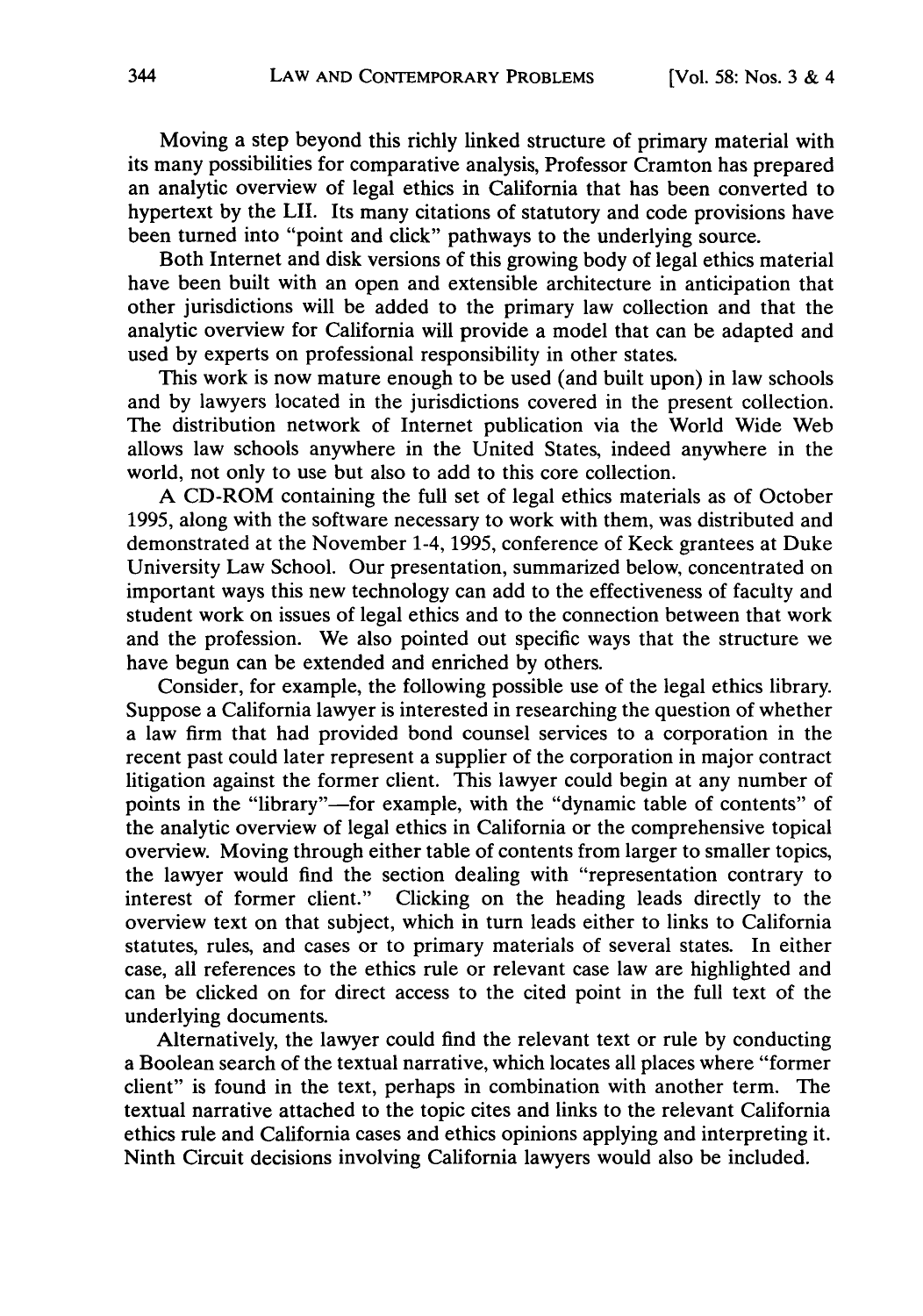Moving a step beyond this richly linked structure of primary material with its many possibilities for comparative analysis, Professor Cramton has prepared an analytic overview of legal ethics in California that has been converted to hypertext by the LII. Its many citations of statutory and code provisions have been turned into "point and click" pathways to the underlying source.

Both Internet and disk versions of this growing body of legal ethics material have been built with an open and extensible architecture in anticipation that other jurisdictions will be added to the primary law collection and that the analytic overview for California will provide a model that can be adapted and used by experts on professional responsibility in other states.

This work is now mature enough to be used (and built upon) in law schools and by lawyers located in the jurisdictions covered in the present collection. The distribution network of Internet publication via the World Wide Web allows law schools anywhere in the United States, indeed anywhere in the world, not only to use but also to add to this core collection.

A CD-ROM containing the full set of legal ethics materials as of October 1995, along with the software necessary to work with them, was distributed and demonstrated at the November 1-4, 1995, conference of Keck grantees at Duke University Law School. Our presentation, summarized below, concentrated on important ways this new technology can add to the effectiveness of faculty and student work on issues of legal ethics and to the connection between that work and the profession. We also pointed out specific ways that the structure we have begun can be extended and enriched by others.

Consider, for example, the following possible use of the legal ethics library. Suppose a California lawyer is interested in researching the question of whether a law firm that had provided bond counsel services to a corporation in the recent past could later represent a supplier of the corporation in major contract litigation against the former client. This lawyer could begin at any number of points in the "library"—for example, with the "dynamic table of contents" of the analytic overview of legal ethics in California or the comprehensive topical overview. Moving through either table of contents from larger to smaller topics, the lawyer would find the section dealing with "representation contrary to interest of former client." Clicking on the heading leads directly to the overview text on that subject, which in turn leads either to links to California statutes, rules, and cases or to primary materials of several states. In either case, all references to the ethics rule or relevant case law are highlighted and can be clicked on for direct access to the cited point in the full text of the underlying documents.

Alternatively, the lawyer could find the relevant text or rule by conducting a Boolean search of the textual narrative, which locates all places where "former client" is found in the text, perhaps in combination with another term. The textual narrative attached to the topic cites and links to the relevant California ethics rule and California cases and ethics opinions applying and interpreting it. Ninth Circuit decisions involving California lawyers would also be included.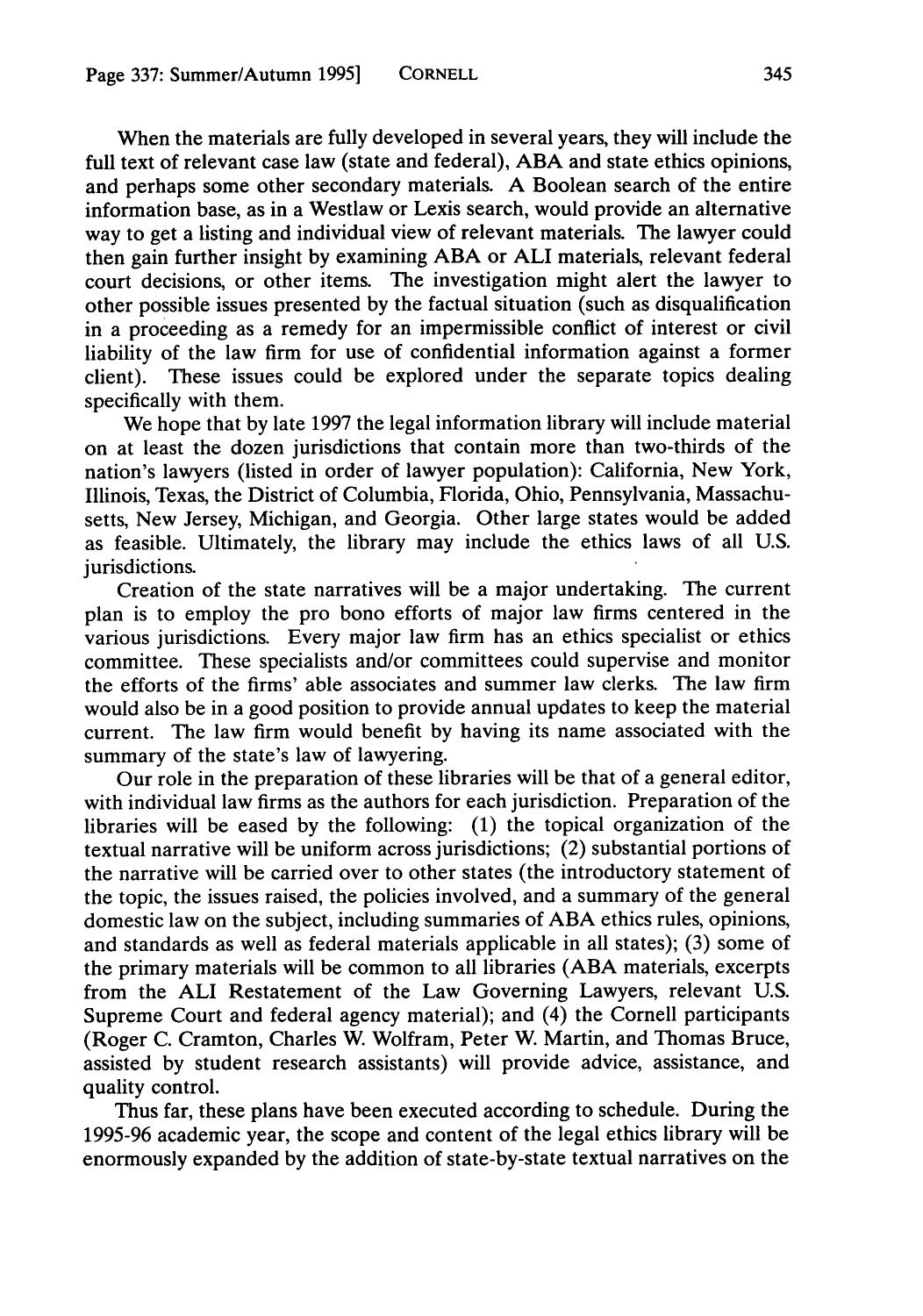When the materials are fully developed in several years, they will include the full text of relevant case law (state and federal), ABA and state ethics opinions, and perhaps some other secondary materials. A Boolean search of the entire information base, as in a Westlaw or Lexis search, would provide an alternative way to get a listing and individual view of relevant materials. The lawyer could then gain further insight by examining ABA or ALI materials, relevant federal court decisions, or other items. The investigation might alert the lawyer to other possible issues presented by the factual situation (such as disqualification in a proceeding as a remedy for an impermissible conflict of interest or civil liability of the law firm for use of confidential information against a former client). These issues could be explored under the separate topics dealing specifically with them.

We hope that by late 1997 the legal information library will include material on at least the dozen jurisdictions that contain more than two-thirds of the nation's lawyers (listed in order of lawyer population): California, New York, Illinois, Texas, the District of Columbia, Florida, Ohio, Pennsylvania, Massachusetts, New Jersey, Michigan, and Georgia. Other large states would be added as feasible. Ultimately, the library may include the ethics laws of all U.S. jurisdictions.

Creation of the state narratives will be a major undertaking. The current plan is to employ the pro bono efforts of major law firms centered in the various jurisdictions. Every major law firm has an ethics specialist or ethics committee. These specialists and/or committees could supervise and monitor the efforts of the firms' able associates and summer law clerks. The law firm would also be in a good position to provide annual updates to keep the material current. The law firm would benefit by having its name associated with the summary of the state's law of lawyering.

Our role in the preparation of these libraries will be that of a general editor, with individual law firms as the authors for each jurisdiction. Preparation of the libraries will be eased by the following: (1) the topical organization of the textual narrative will be uniform across jurisdictions; (2) substantial portions of the narrative will be carried over to other states (the introductory statement of the topic, the issues raised, the policies involved, and a summary of the general domestic law on the subject, including summaries of ABA ethics rules, opinions, and standards as well as federal materials applicable in all states); (3) some of the primary materials will be common to all libraries (ABA materials, excerpts from the ALI Restatement of the Law Governing Lawyers, relevant U.S. Supreme Court and federal agency material); and (4) the Cornell participants (Roger C. Cramton, Charles W. Wolfram, Peter W. Martin, and Thomas Bruce, assisted by student research assistants) will provide advice, assistance, and quality control.

Thus far, these plans have been executed according to schedule. During the 1995-96 academic year, the scope and content of the legal ethics library will be enormously expanded by the addition of state-by-state textual narratives on the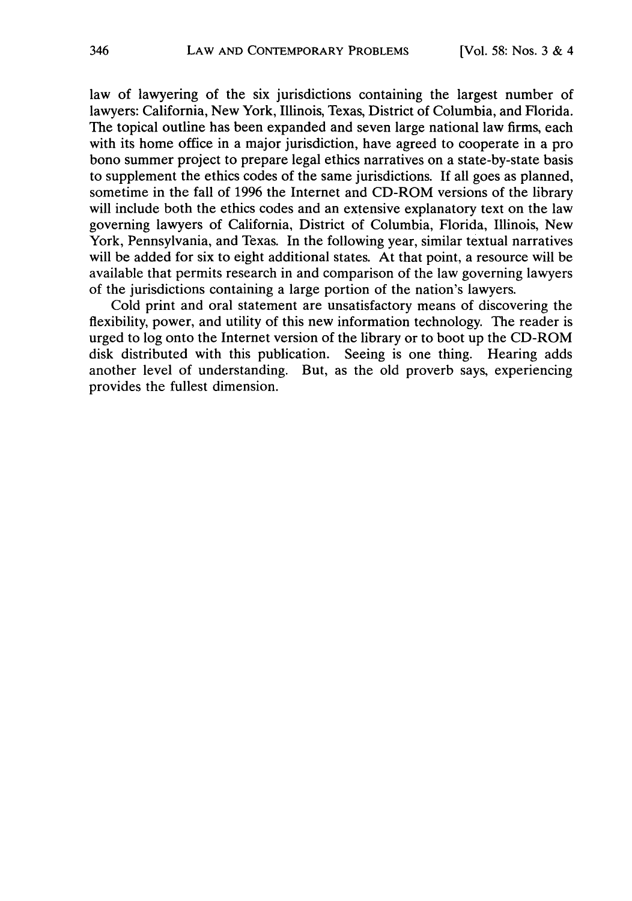law of lawyering of the six jurisdictions containing the largest number of lawyers: California, New York, Illinois, Texas, District of Columbia, and Florida. The topical outline has been expanded and seven large national law firms, each with its home office in a major jurisdiction, have agreed to cooperate in a pro bono summer project to prepare legal ethics narratives on a state-by-state basis to supplement the ethics codes of the same jurisdictions. If all goes as planned, sometime in the fall of 1996 the Internet and CD-ROM versions of the library will include both the ethics codes and an extensive explanatory text on the law governing lawyers of California, District of Columbia, Florida, Illinois, New York, Pennsylvania, and Texas. In the following year, similar textual narratives will be added for six to eight additional states. At that point, a resource will be available that permits research in and comparison of the law governing lawyers of the jurisdictions containing a large portion of the nation's lawyers.

Cold print and oral statement are unsatisfactory means of discovering the flexibility, power, and utility of this new information technology. The reader is urged to log onto the Internet version of the library or to boot up the CD-ROM disk distributed with this publication. Seeing is one thing. Hearing adds another level of understanding. But, as the old proverb says, experiencing provides the fullest dimension.